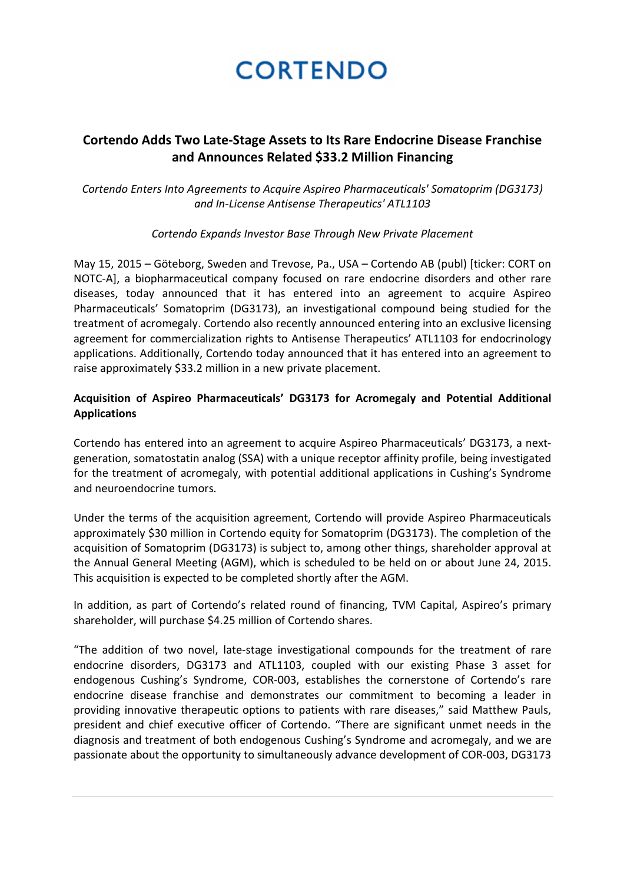# CORTENDO

## Cortendo Adds Two Late-Stage Assets to Its Rare Endocrine Disease Franchise and Announces Related $33.2 Million Financing

*Cortendo Enters Into Agreements to Acquire Aspireo Pharmaceuticals' Somatoprim (DG3173) and In-License Antisense Therapeutics' ATL1103*

*Cortendo Expands Investor Base Through New Private Placement*

May 15, 2015 – Göteborg, Sweden and Trevose, Pa., USA – Cortendo AB (publ) [ticker: CORT on NOTC-A], a biopharmaceutical company focused on rare endocrine disorders and other rare diseases, today announced that it has entered into an agreement to acquire Aspireo Pharmaceuticals' Somatoprim (DG3173), an investigational compound being studied for the treatment of acromegaly. Cortendo also recently announced entering into an exclusive licensing agreement for commercialization rights to Antisense Therapeutics' ATL1103 for endocrinology applications. Additionally, Cortendo today announced that it has entered into an agreement to raise approximately $33.2 million in a new private placement.

### Acquisition of Aspireo Pharmaceuticals' DG3173 for Acromegaly and Potential Additional Applications

Cortendo has entered into an agreement to acquire Aspireo Pharmaceuticals' DG3173, a next-generation, somatostatin analog (SSA) with a unique receptor affinity profile, being investigated for the treatment of acromegaly, with potential additional applications in Cushing's Syndrome and neuroendocrine tumors.

Under the terms of the acquisition agreement, Cortendo will provide Aspireo Pharmaceuticals approximately $30 million in Cortendo equity for Somatoprim (DG3173). The completion of the acquisition of Somatoprim (DG3173) is subject to, among other things, shareholder approval at the Annual General Meeting (AGM), which is scheduled to be held on or about June 24, 2015. This acquisition is expected to be completed shortly after the AGM.

In addition, as part of Cortendo's related round of financing, TVM Capital, Aspireo's primary shareholder, will purchase $4.25 million of Cortendo shares.

"The addition of two novel, late-stage investigational compounds for the treatment of rare endocrine disorders, DG3173 and ATL1103, coupled with our existing Phase 3 asset for endogenous Cushing's Syndrome, COR-003, establishes the cornerstone of Cortendo's rare endocrine disease franchise and demonstrates our commitment to becoming a leader in providing innovative therapeutic options to patients with rare diseases," said Matthew Pauls, president and chief executive officer of Cortendo. "There are significant unmet needs in the diagnosis and treatment of both endogenous Cushing's Syndrome and acromegaly, and we are passionate about the opportunity to simultaneously advance development of COR-003, DG3173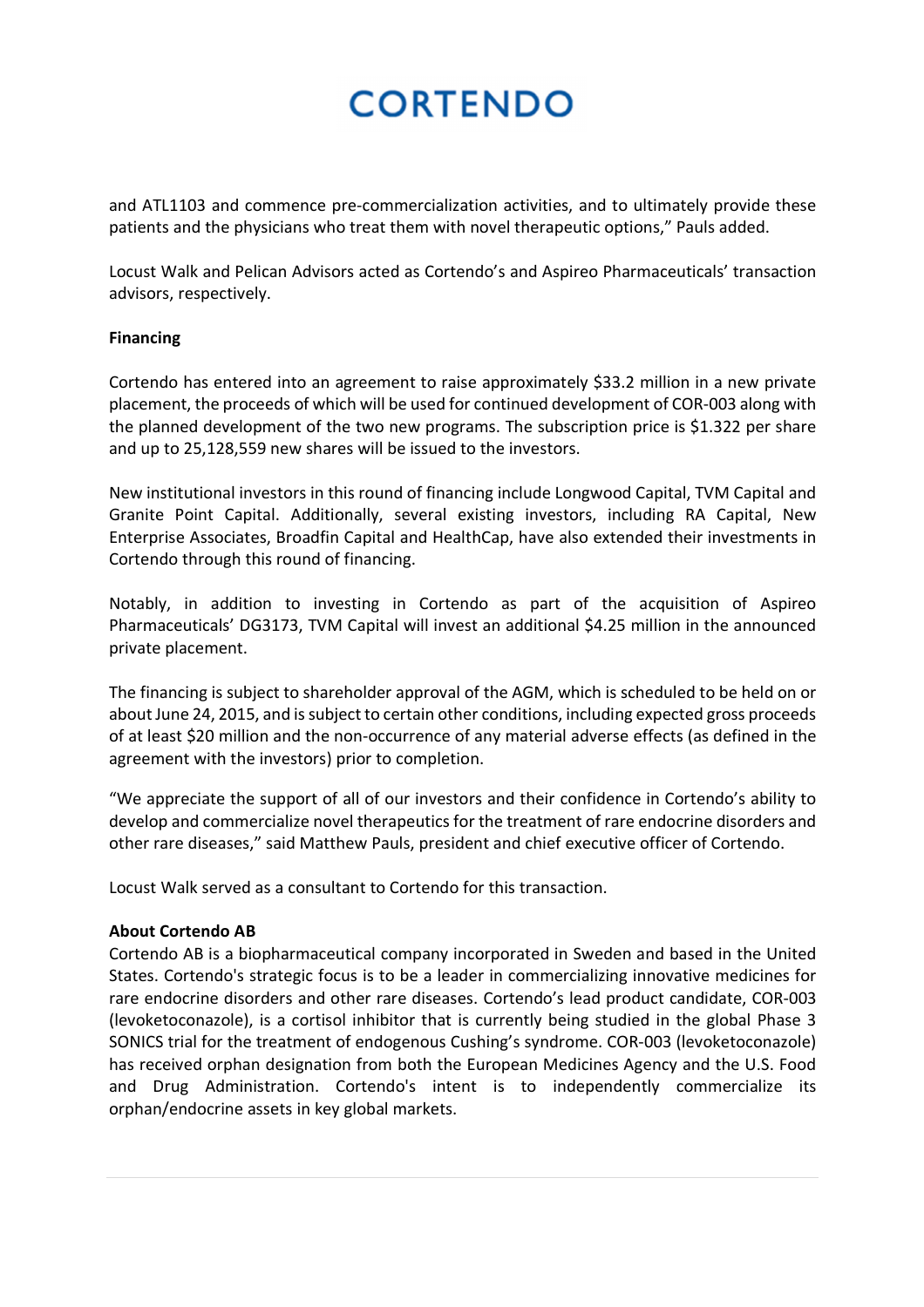and ATL1103 and commence pre-commercialization activities, and to ultimately provide these patients and the physicians who treat them with novel therapeutic options," Pauls added.

Locust Walk and Pelican Advisors acted as Cortendo's and Aspireo Pharmaceuticals' transaction advisors, respectively.

**Financing**

Cortendo has entered into an agreement to raise approximately $33.2 million in a new private placement, the proceeds of which will be used for continued development of COR-003 along with the planned development of the two new programs. The subscription price is $1.322 per share and up to 25,128,559 new shares will be issued to the investors.

New institutional investors in this round of financing include Longwood Capital, TVM Capital and Granite Point Capital. Additionally, several existing investors, including RA Capital, New Enterprise Associates, Broadfin Capital and HealthCap, have also extended their investments in Cortendo through this round of financing.

Notably, in addition to investing in Cortendo as part of the acquisition of Aspireo Pharmaceuticals' DG3173, TVM Capital will invest an additional $4.25 million in the announced private placement.

The financing is subject to shareholder approval of the AGM, which is scheduled to be held on or about June 24, 2015, and is subject to certain other conditions, including expected gross proceeds of at least $20 million and the non-occurrence of any material adverse effects (as defined in the agreement with the investors) prior to completion.

"We appreciate the support of all of our investors and their confidence in Cortendo's ability to develop and commercialize novel therapeutics for the treatment of rare endocrine disorders and other rare diseases," said Matthew Pauls, president and chief executive officer of Cortendo.

Locust Walk served as a consultant to Cortendo for this transaction.

**About Cortendo AB**

Cortendo AB is a biopharmaceutical company incorporated in Sweden and based in the United States. Cortendo's strategic focus is to be a leader in commercializing innovative medicines for rare endocrine disorders and other rare diseases. Cortendo's lead product candidate, COR-003 (levoketoconazole), is a cortisol inhibitor that is currently being studied in the global Phase 3 SONICS trial for the treatment of endogenous Cushing's syndrome. COR-003 (levoketoconazole) has received orphan designation from both the European Medicines Agency and the U.S. Food and Drug Administration. Cortendo's intent is to independently commercialize its orphan/endocrine assets in key global markets.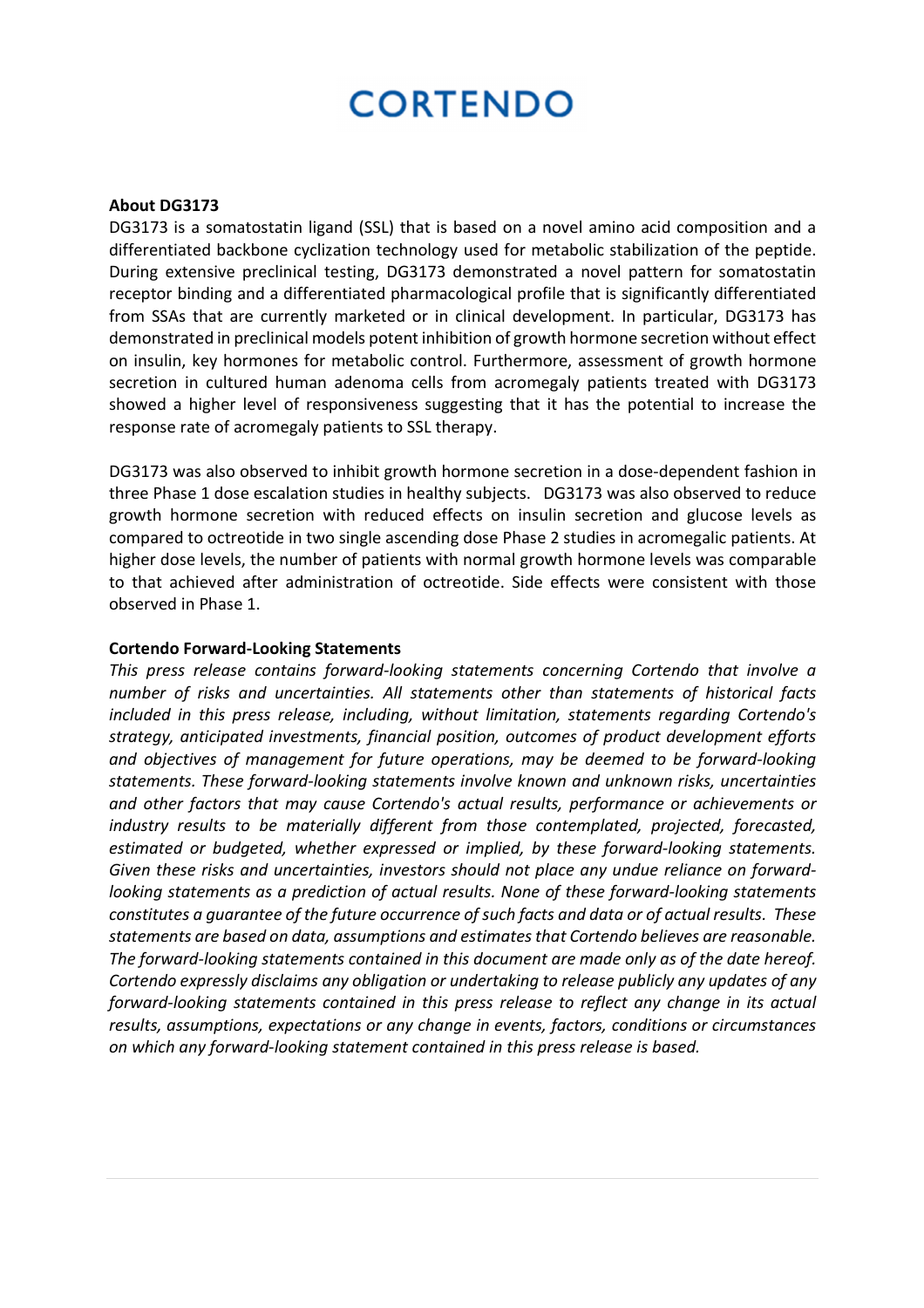**About DG3173**

DG3173 is a somatostatin ligand (SSL) that is based on a novel amino acid composition and a differentiated backbone cyclization technology used for metabolic stabilization of the peptide. During extensive preclinical testing, DG3173 demonstrated a novel pattern for somatostatin receptor binding and a differentiated pharmacological profile that is significantly differentiated from SSAs that are currently marketed or in clinical development. In particular, DG3173 has demonstrated in preclinical models potent inhibition of growth hormone secretion without effect on insulin, key hormones for metabolic control. Furthermore, assessment of growth hormone secretion in cultured human adenoma cells from acromegaly patients treated with DG3173 showed a higher level of responsiveness suggesting that it has the potential to increase the response rate of acromegaly patients to SSL therapy.

DG3173 was also observed to inhibit growth hormone secretion in a dose-dependent fashion in three Phase 1 dose escalation studies in healthy subjects. DG3173 was also observed to reduce growth hormone secretion with reduced effects on insulin secretion and glucose levels as compared to octreotide in two single ascending dose Phase 2 studies in acromegalic patients. At higher dose levels, the number of patients with normal growth hormone levels was comparable to that achieved after administration of octreotide. Side effects were consistent with those observed in Phase 1.

**Cortendo Forward-Looking Statements**

*This press release contains forward-looking statements concerning Cortendo that involve a number of risks and uncertainties. All statements other than statements of historical facts included in this press release, including, without limitation, statements regarding Cortendo's strategy, anticipated investments, financial position, outcomes of product development efforts and objectives of management for future operations, may be deemed to be forward-looking statements. These forward-looking statements involve known and unknown risks, uncertainties and other factors that may cause Cortendo's actual results, performance or achievements or industry results to be materially different from those contemplated, projected, forecasted, estimated or budgeted, whether expressed or implied, by these forward-looking statements. Given these risks and uncertainties, investors should not place any undue reliance on forward-looking statements as a prediction of actual results. None of these forward-looking statements constitutes a guarantee of the future occurrence of such facts and data or of actual results. These statements are based on data, assumptions and estimates that Cortendo believes are reasonable. The forward-looking statements contained in this document are made only as of the date hereof. Cortendo expressly disclaims any obligation or undertaking to release publicly any updates of any forward-looking statements contained in this press release to reflect any change in its actual results, assumptions, expectations or any change in events, factors, conditions or circumstances on which any forward-looking statement contained in this press release is based.*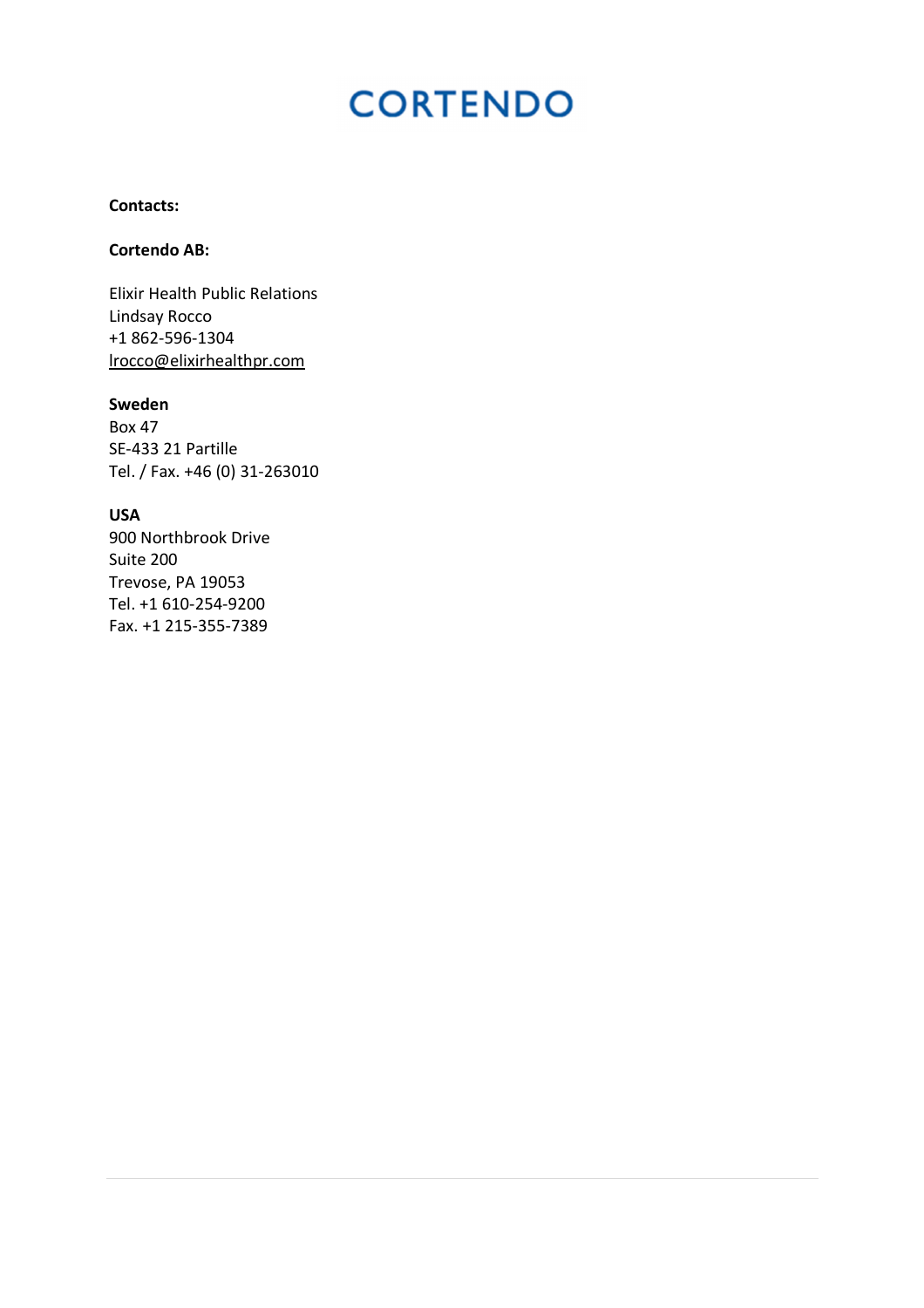# CORTENDO

**Contacts:**

**Cortendo AB:**

Elixir Health Public Relations
Lindsay Rocco
+1 862-596-1304
lrocco@elixirhealthpr.com

**Sweden**
Box 47
SE-433 21 Partille
Tel. / Fax. +46 (0) 31-263010

**USA**
900 Northbrook Drive
Suite 200
Trevose, PA 19053
Tel. +1 610-254-9200
Fax. +1 215-355-7389